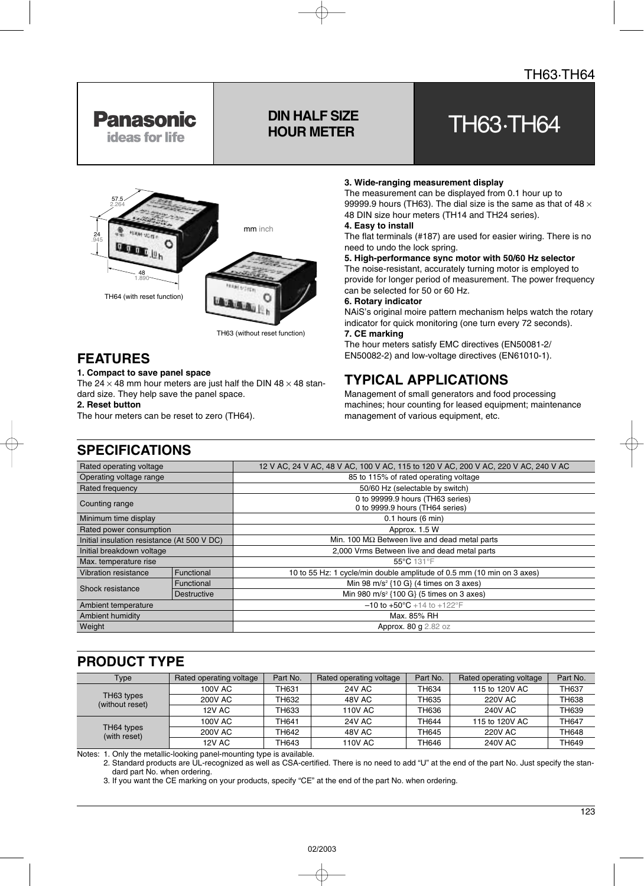# DIN HALF SIZE HOUR METER

# TH63·TH64

mm inch

57.5 2.264

24 .945

48 1.890

TH64 (with reset function)

TH63 (without reset function)

## FEATURES

**1. Compact to save panel space**
The 24 × 48 mm hour meters are just half the DIN 48 × 48 standard size. They help save the panel space.

**2. Reset button**
The hour meters can be reset to zero (TH64).

**3. Wide-ranging measurement display**
The measurement can be displayed from 0.1 hour up to 99999.9 hours (TH63). The dial size is the same as that of 48 × 48 DIN size hour meters (TH14 and TH24 series).

**4. Easy to install**
The flat terminals (#187) are used for easier wiring. There is no need to undo the lock spring.

**5. High-performance sync motor with 50/60 Hz selector**
The noise-resistant, accurately turning motor is employed to provide for longer period of measurement. The power frequency can be selected for 50 or 60 Hz.

**6. Rotary indicator**
NAiS's original moire pattern mechanism helps watch the rotary indicator for quick monitoring (one turn every 72 seconds).

**7. CE marking**
The hour meters satisfy EMC directives (EN50081-2/EN50082-2) and low-voltage directives (EN61010-1).

## TYPICAL APPLICATIONS

Management of small generators and food processing machines; hour counting for leased equipment; maintenance management of various equipment, etc.

## SPECIFICATIONS

| Item | | Specification |
|---|---|---|
| Rated operating voltage | | 12 V AC, 24 V AC, 48 V AC, 100 V AC, 115 to 120 V AC, 200 V AC, 220 V AC, 240 V AC |
| Operating voltage range | | 85 to 115% of rated operating voltage |
| Rated frequency | | 50/60 Hz (selectable by switch) |
| Counting range | | 0 to 99999.9 hours (TH63 series)<br>0 to 9999.9 hours (TH64 series) |
| Minimum time display | | 0.1 hours (6 min) |
| Rated power consumption | | Approx. 1.5 W |
| Initial insulation resistance (At 500 V DC) | | Min. 100 MΩ Between live and dead metal parts |
| Initial breakdown voltage | | 2,000 Vrms Between live and dead metal parts |
| Max. temperature rise | | 55°C 131°F |
| Vibration resistance | Functional | 10 to 55 Hz: 1 cycle/min double amplitude of 0.5 mm (10 min on 3 axes) |
| Shock resistance | Functional | Min 98 m/s$^2$ {10 G} (4 times on 3 axes) |
| | Destructive | Min 980 m/s$^2$ {100 G} (5 times on 3 axes) |
| Ambient temperature | | –10 to +50°C +14 to +122°F |
| Ambient humidity | | Max. 85% RH |
| Weight | | Approx. 80 g 2.82 oz |

## PRODUCT TYPE

| Type | Rated operating voltage | Part No. | Rated operating voltage | Part No. | Rated operating voltage | Part No. |
|---|---|---|---|---|---|---|
| TH63 types (without reset) | 100V AC | TH631 | 24V AC | TH634 | 115 to 120V AC | TH637 |
| | 200V AC | TH632 | 48V AC | TH635 | 220V AC | TH638 |
| | 12V AC | TH633 | 110V AC | TH636 | 240V AC | TH639 |
| TH64 types (with reset) | 100V AC | TH641 | 24V AC | TH644 | 115 to 120V AC | TH647 |
| | 200V AC | TH642 | 48V AC | TH645 | 220V AC | TH648 |
| | 12V AC | TH643 | 110V AC | TH646 | 240V AC | TH649 |

Notes:
1. Only the metallic-looking panel-mounting type is available.
2. Standard products are UL-recognized as well as CSA-certified. There is no need to add "U" at the end of the part No. Just specify the standard part No. when ordering.
3. If you want the CE marking on your products, specify "CE" at the end of the part No. when ordering.

02/2003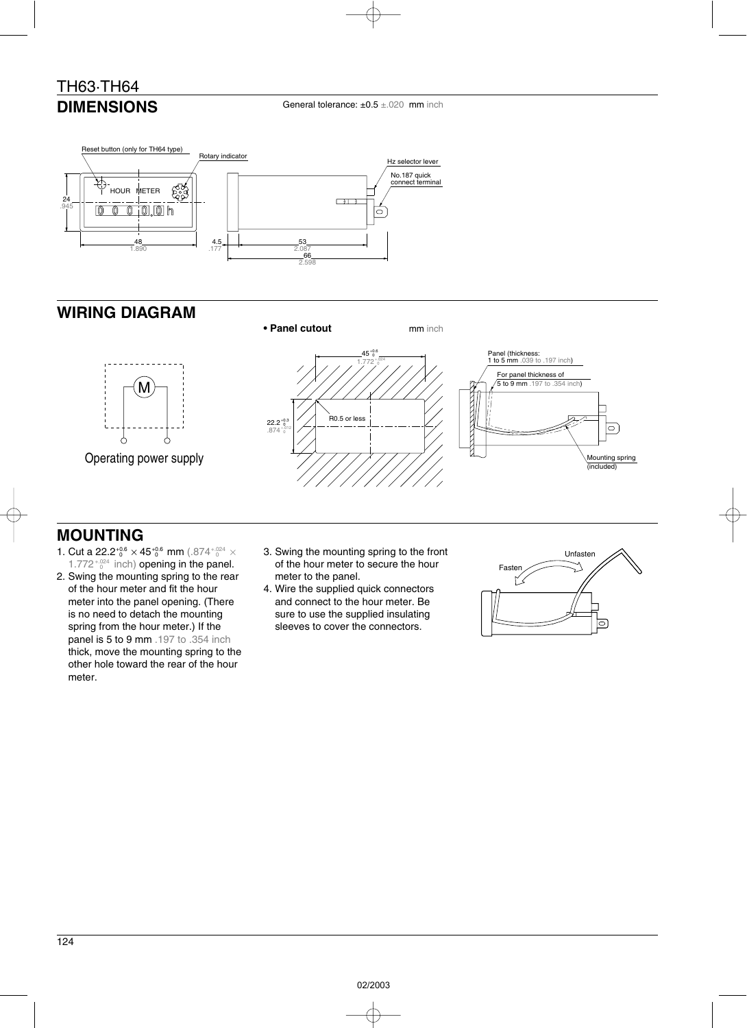# TH63·TH64

## DIMENSIONS

General tolerance: ±0.5 ±.020 mm inch

Reset button (only for TH64 type)

Rotary indicator

HOUR METER

0 0 0 0.0 h

24
.945

48
1.890

Hz selector lever

No.187 quick connect terminal

4.5
.177

53
2.087

66
2.598

## WIRING DIAGRAM

M

Operating power supply

**• Panel cutout** mm inch

$45^{+0.6}_{0}$
$1.772^{+.024}_{0}$

$22.2^{+0.3}_{0}$
$.874^{+.012}_{0}$

R0.5 or less

Panel (thickness: 1 to 5 mm .039 to .197 inch)

For panel thickness of 5 to 9 mm .197 to .354 inch)

Mounting spring (included)

## MOUNTING

1. Cut a $22.2^{+0.6}_{0}$ × $45^{+0.6}_{0}$ mm ($.874^{+.024}_{0}$ × $1.772^{+.024}_{0}$ inch) opening in the panel.
2. Swing the mounting spring to the rear of the hour meter and fit the hour meter into the panel opening. (There is no need to detach the mounting spring from the hour meter.) If the panel is 5 to 9 mm .197 to .354 inch thick, move the mounting spring to the other hole toward the rear of the hour meter.
3. Swing the mounting spring to the front of the hour meter to secure the hour meter to the panel.
4. Wire the supplied quick connectors and connect to the hour meter. Be sure to use the supplied insulating sleeves to cover the connectors.

Unfasten

Fasten

02/2003